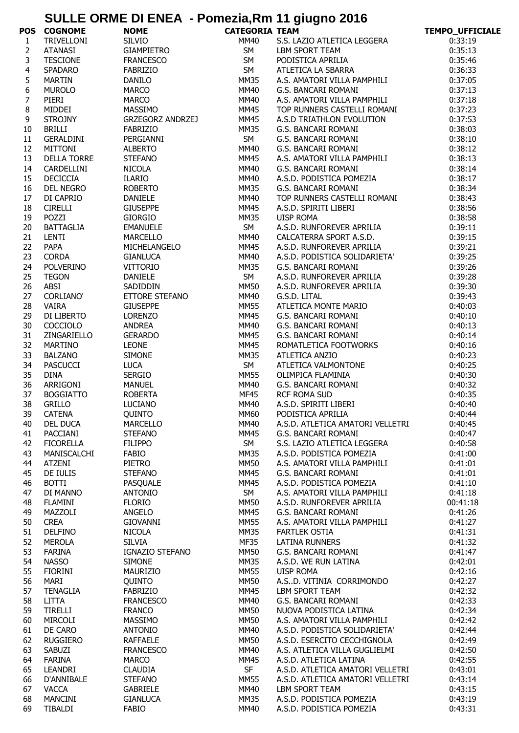# SULLE ORME DI ENEA - Pomezia,Rm 11 giugno 2016

| POS | COGNOME | NOME | CATEGORIA | TEAM | TEMPO_UFFICIALE |
|---|---|---|---|---|---|
| 1 | TRIVELLONI | SILVIO | MM40 | S.S. LAZIO ATLETICA LEGGERA | 0:33:19 |
| 2 | ATANASI | GIAMPIETRO | SM | LBM SPORT TEAM | 0:35:13 |
| 3 | TESCIONE | FRANCESCO | SM | PODISTICA APRILIA | 0:35:46 |
| 4 | SPADARO | FABRIZIO | SM | ATLETICA LA SBARRA | 0:36:33 |
| 5 | MARTIN | DANILO | MM35 | A.S. AMATORI VILLA PAMPHILI | 0:37:05 |
| 6 | MUROLO | MARCO | MM40 | G.S. BANCARI ROMANI | 0:37:13 |
| 7 | PIERI | MARCO | MM40 | A.S. AMATORI VILLA PAMPHILI | 0:37:18 |
| 8 | MIDDEI | MASSIMO | MM45 | TOP RUNNERS CASTELLI ROMANI | 0:37:23 |
| 9 | STROJNY | GRZEGORZ ANDRZEJ | MM45 | A.S.D TRIATHLON EVOLUTION | 0:37:53 |
| 10 | BRILLI | FABRIZIO | MM35 | G.S. BANCARI ROMANI | 0:38:03 |
| 11 | GERALDINI | PERGIANNI | SM | G.S. BANCARI ROMANI | 0:38:10 |
| 12 | MITTONI | ALBERTO | MM40 | G.S. BANCARI ROMANI | 0:38:12 |
| 13 | DELLA TORRE | STEFANO | MM45 | A.S. AMATORI VILLA PAMPHILI | 0:38:13 |
| 14 | CARDELLINI | NICOLA | MM40 | G.S. BANCARI ROMANI | 0:38:14 |
| 15 | DECICCIA | ILARIO | MM40 | A.S.D. PODISTICA POMEZIA | 0:38:17 |
| 16 | DEL NEGRO | ROBERTO | MM35 | G.S. BANCARI ROMANI | 0:38:34 |
| 17 | DI CAPRIO | DANIELE | MM40 | TOP RUNNERS CASTELLI ROMANI | 0:38:43 |
| 18 | CIRELLI | GIUSEPPE | MM45 | A.S.D. SPIRITI LIBERI | 0:38:56 |
| 19 | POZZI | GIORGIO | MM35 | UISP ROMA | 0:38:58 |
| 20 | BATTAGLIA | EMANUELE | SM | A.S.D. RUNFOREVER APRILIA | 0:39:11 |
| 21 | LENTI | MARCELLO | MM40 | CALCATERRA SPORT A.S.D. | 0:39:15 |
| 22 | PAPA | MICHELANGELO | MM45 | A.S.D. RUNFOREVER APRILIA | 0:39:21 |
| 23 | CORDA | GIANLUCA | MM40 | A.S.D. PODISTICA SOLIDARIETA' | 0:39:25 |
| 24 | POLVERINO | VITTORIO | MM35 | G.S. BANCARI ROMANI | 0:39:26 |
| 25 | TEGON | DANIELE | SM | A.S.D. RUNFOREVER APRILIA | 0:39:28 |
| 26 | ABSI | SADIDDIN | MM50 | A.S.D. RUNFOREVER APRILIA | 0:39:30 |
| 27 | CORLIANO' | ETTORE STEFANO | MM40 | G.S.D. LITAL | 0:39:43 |
| 28 | VAIRA | GIUSEPPE | MM55 | ATLETICA MONTE MARIO | 0:40:03 |
| 29 | DI LIBERTO | LORENZO | MM45 | G.S. BANCARI ROMANI | 0:40:10 |
| 30 | COCCIOLO | ANDREA | MM40 | G.S. BANCARI ROMANI | 0:40:13 |
| 31 | ZINGARIELLO | GERARDO | MM45 | G.S. BANCARI ROMANI | 0:40:14 |
| 32 | MARTINO | LEONE | MM45 | ROMATLETICA FOOTWORKS | 0:40:16 |
| 33 | BALZANO | SIMONE | MM35 | ATLETICA ANZIO | 0:40:23 |
| 34 | PASCUCCI | LUCA | SM | ATLETICA VALMONTONE | 0:40:25 |
| 35 | DINA | SERGIO | MM55 | OLIMPICA FLAMINIA | 0:40:30 |
| 36 | ARRIGONI | MANUEL | MM40 | G.S. BANCARI ROMANI | 0:40:32 |
| 37 | BOGGIATTO | ROBERTA | MF45 | RCF ROMA SUD | 0:40:35 |
| 38 | GRILLO | LUCIANO | MM40 | A.S.D. SPIRITI LIBERI | 0:40:40 |
| 39 | CATENA | QUINTO | MM60 | PODISTICA APRILIA | 0:40:44 |
| 40 | DEL DUCA | MARCELLO | MM40 | A.S.D. ATLETICA AMATORI VELLETRI | 0:40:45 |
| 41 | PACCIANI | STEFANO | MM45 | G.S. BANCARI ROMANI | 0:40:47 |
| 42 | FICORELLA | FILIPPO | SM | S.S. LAZIO ATLETICA LEGGERA | 0:40:58 |
| 43 | MANISCALCHI | FABIO | MM35 | A.S.D. PODISTICA POMEZIA | 0:41:00 |
| 44 | ATZENI | PIETRO | MM50 | A.S. AMATORI VILLA PAMPHILI | 0:41:01 |
| 45 | DE IULIS | STEFANO | MM45 | G.S. BANCARI ROMANI | 0:41:01 |
| 46 | BOTTI | PASQUALE | MM45 | A.S.D. PODISTICA POMEZIA | 0:41:10 |
| 47 | DI MANNO | ANTONIO | SM | A.S. AMATORI VILLA PAMPHILI | 0:41:18 |
| 48 | FLAMINI | FLORIO | MM50 | A.S.D. RUNFOREVER APRILIA | 00:41:18 |
| 49 | MAZZOLI | ANGELO | MM45 | G.S. BANCARI ROMANI | 0:41:26 |
| 50 | CREA | GIOVANNI | MM55 | A.S. AMATORI VILLA PAMPHILI | 0:41:27 |
| 51 | DELFINO | NICOLA | MM35 | FARTLEK OSTIA | 0:41:31 |
| 52 | MEROLA | SILVIA | MF35 | LATINA RUNNERS | 0:41:32 |
| 53 | FARINA | IGNAZIO STEFANO | MM50 | G.S. BANCARI ROMANI | 0:41:47 |
| 54 | NASSO | SIMONE | MM35 | A.S.D. WE RUN LATINA | 0:42:01 |
| 55 | FIORINI | MAURIZIO | MM55 | UISP ROMA | 0:42:16 |
| 56 | MARI | QUINTO | MM50 | A.S..D. VITINIA CORRIMONDO | 0:42:27 |
| 57 | TENAGLIA | FABRIZIO | MM45 | LBM SPORT TEAM | 0:42:32 |
| 58 | LITTA | FRANCESCO | MM40 | G.S. BANCARI ROMANI | 0:42:33 |
| 59 | TIRELLI | FRANCO | MM50 | NUOVA PODISTICA LATINA | 0:42:34 |
| 60 | MIRCOLI | MASSIMO | MM50 | A.S. AMATORI VILLA PAMPHILI | 0:42:42 |
| 61 | DE CARO | ANTONIO | MM40 | A.S.D. PODISTICA SOLIDARIETA' | 0:42:44 |
| 62 | RUGGIERO | RAFFAELE | MM50 | A.S.D. ESERCITO CECCHIGNOLA | 0:42:49 |
| 63 | SABUZI | FRANCESCO | MM40 | A.S. ATLETICA VILLA GUGLIELMI | 0:42:50 |
| 64 | FARINA | MARCO | MM45 | A.S.D. ATLETICA LATINA | 0:42:55 |
| 65 | LEANDRI | CLAUDIA | SF | A.S.D. ATLETICA AMATORI VELLETRI | 0:43:01 |
| 66 | D'ANNIBALE | STEFANO | MM55 | A.S.D. ATLETICA AMATORI VELLETRI | 0:43:14 |
| 67 | VACCA | GABRIELE | MM40 | LBM SPORT TEAM | 0:43:15 |
| 68 | MANCINI | GIANLUCA | MM35 | A.S.D. PODISTICA POMEZIA | 0:43:19 |
| 69 | TIBALDI | FABIO | MM40 | A.S.D. PODISTICA POMEZIA | 0:43:31 |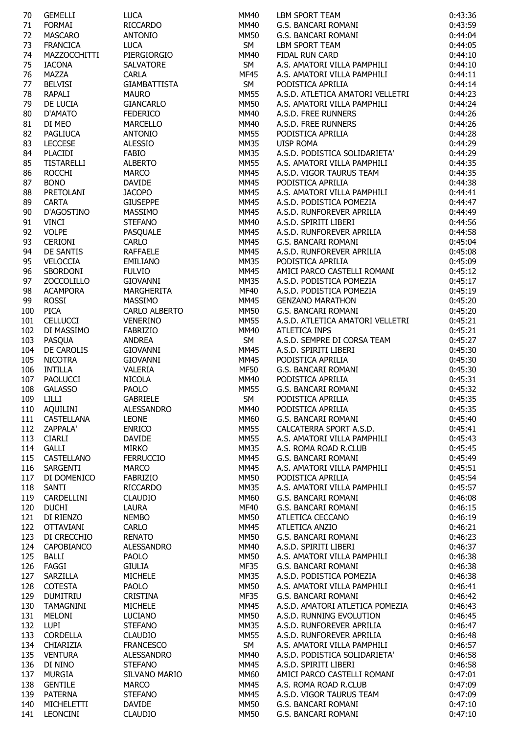| | | | | | |
|---|---|---|---|---|---|
| 70 | GEMELLI | LUCA | MM40 | LBM SPORT TEAM | 0:43:36 |
| 71 | FORMAI | RICCARDO | MM40 | G.S. BANCARI ROMANI | 0:43:59 |
| 72 | MASCARO | ANTONIO | MM50 | G.S. BANCARI ROMANI | 0:44:04 |
| 73 | FRANCICA | LUCA | SM | LBM SPORT TEAM | 0:44:05 |
| 74 | MAZZOCCHITTI | PIERGIORGIO | MM40 | FIDAL RUN CARD | 0:44:10 |
| 75 | IACONA | SALVATORE | SM | A.S. AMATORI VILLA PAMPHILI | 0:44:10 |
| 76 | MAZZA | CARLA | MF45 | A.S. AMATORI VILLA PAMPHILI | 0:44:11 |
| 77 | BELVISI | GIAMBATTISTA | SM | PODISTICA APRILIA | 0:44:14 |
| 78 | RAPALI | MAURO | MM55 | A.S.D. ATLETICA AMATORI VELLETRI | 0:44:23 |
| 79 | DE LUCIA | GIANCARLO | MM50 | A.S. AMATORI VILLA PAMPHILI | 0:44:24 |
| 80 | D'AMATO | FEDERICO | MM40 | A.S.D. FREE RUNNERS | 0:44:26 |
| 81 | DI MEO | MARCELLO | MM40 | A.S.D. FREE RUNNERS | 0:44:26 |
| 82 | PAGLIUCA | ANTONIO | MM55 | PODISTICA APRILIA | 0:44:28 |
| 83 | LECCESE | ALESSIO | MM35 | UISP ROMA | 0:44:29 |
| 84 | PLACIDI | FABIO | MM35 | A.S.D. PODISTICA SOLIDARIETA' | 0:44:29 |
| 85 | TISTARELLI | ALBERTO | MM55 | A.S. AMATORI VILLA PAMPHILI | 0:44:35 |
| 86 | ROCCHI | MARCO | MM45 | A.S.D. VIGOR TAURUS TEAM | 0:44:35 |
| 87 | BONO | DAVIDE | MM45 | PODISTICA APRILIA | 0:44:38 |
| 88 | PRETOLANI | JACOPO | MM45 | A.S. AMATORI VILLA PAMPHILI | 0:44:41 |
| 89 | CARTA | GIUSEPPE | MM45 | A.S.D. PODISTICA POMEZIA | 0:44:47 |
| 90 | D'AGOSTINO | MASSIMO | MM45 | A.S.D. RUNFOREVER APRILIA | 0:44:49 |
| 91 | VINCI | STEFANO | MM40 | A.S.D. SPIRITI LIBERI | 0:44:56 |
| 92 | VOLPE | PASQUALE | MM45 | A.S.D. RUNFOREVER APRILIA | 0:44:58 |
| 93 | CERIONI | CARLO | MM45 | G.S. BANCARI ROMANI | 0:45:04 |
| 94 | DE SANTIS | RAFFAELE | MM45 | A.S.D. RUNFOREVER APRILIA | 0:45:08 |
| 95 | VELOCCIA | EMILIANO | MM35 | PODISTICA APRILIA | 0:45:09 |
| 96 | SBORDONI | FULVIO | MM45 | AMICI PARCO CASTELLI ROMANI | 0:45:12 |
| 97 | ZOCCOLILLO | GIOVANNI | MM35 | A.S.D. PODISTICA POMEZIA | 0:45:17 |
| 98 | ACAMPORA | MARGHERITA | MF40 | A.S.D. PODISTICA POMEZIA | 0:45:19 |
| 99 | ROSSI | MASSIMO | MM45 | GENZANO MARATHON | 0:45:20 |
| 100 | PICA | CARLO ALBERTO | MM50 | G.S. BANCARI ROMANI | 0:45:20 |
| 101 | CELLUCCI | VENERINO | MM55 | A.S.D. ATLETICA AMATORI VELLETRI | 0:45:21 |
| 102 | DI MASSIMO | FABRIZIO | MM40 | ATLETICA INPS | 0:45:21 |
| 103 | PASQUA | ANDREA | SM | A.S.D. SEMPRE DI CORSA TEAM | 0:45:27 |
| 104 | DE CAROLIS | GIOVANNI | MM45 | A.S.D. SPIRITI LIBERI | 0:45:30 |
| 105 | NICOTRA | GIOVANNI | MM45 | PODISTICA APRILIA | 0:45:30 |
| 106 | INTILLA | VALERIA | MF50 | G.S. BANCARI ROMANI | 0:45:30 |
| 107 | PAOLUCCI | NICOLA | MM40 | PODISTICA APRILIA | 0:45:31 |
| 108 | GALASSO | PAOLO | MM55 | G.S. BANCARI ROMANI | 0:45:32 |
| 109 | LILLI | GABRIELE | SM | PODISTICA APRILIA | 0:45:35 |
| 110 | AQUILINI | ALESSANDRO | MM40 | PODISTICA APRILIA | 0:45:35 |
| 111 | CASTELLANA | LEONE | MM60 | G.S. BANCARI ROMANI | 0:45:40 |
| 112 | ZAPPALA' | ENRICO | MM55 | CALCATERRA SPORT A.S.D. | 0:45:41 |
| 113 | CIARLI | DAVIDE | MM55 | A.S. AMATORI VILLA PAMPHILI | 0:45:43 |
| 114 | GALLI | MIRKO | MM35 | A.S. ROMA ROAD R.CLUB | 0:45:45 |
| 115 | CASTELLANO | FERRUCCIO | MM45 | G.S. BANCARI ROMANI | 0:45:49 |
| 116 | SARGENTI | MARCO | MM45 | A.S. AMATORI VILLA PAMPHILI | 0:45:51 |
| 117 | DI DOMENICO | FABRIZIO | MM50 | PODISTICA APRILIA | 0:45:54 |
| 118 | SANTI | RICCARDO | MM35 | A.S. AMATORI VILLA PAMPHILI | 0:45:57 |
| 119 | CARDELLINI | CLAUDIO | MM60 | G.S. BANCARI ROMANI | 0:46:08 |
| 120 | DUCHI | LAURA | MF40 | G.S. BANCARI ROMANI | 0:46:15 |
| 121 | DI RIENZO | NEMBO | MM50 | ATLETICA CECCANO | 0:46:19 |
| 122 | OTTAVIANI | CARLO | MM45 | ATLETICA ANZIO | 0:46:21 |
| 123 | DI CRECCHIO | RENATO | MM50 | G.S. BANCARI ROMANI | 0:46:23 |
| 124 | CAPOBIANCO | ALESSANDRO | MM40 | A.S.D. SPIRITI LIBERI | 0:46:37 |
| 125 | BALLI | PAOLO | MM50 | A.S. AMATORI VILLA PAMPHILI | 0:46:38 |
| 126 | FAGGI | GIULIA | MF35 | G.S. BANCARI ROMANI | 0:46:38 |
| 127 | SARZILLA | MICHELE | MM35 | A.S.D. PODISTICA POMEZIA | 0:46:38 |
| 128 | COTESTA | PAOLO | MM50 | A.S. AMATORI VILLA PAMPHILI | 0:46:41 |
| 129 | DUMITRIU | CRISTINA | MF35 | G.S. BANCARI ROMANI | 0:46:42 |
| 130 | TAMAGNINI | MICHELE | MM45 | A.S.D. AMATORI ATLETICA POMEZIA | 0:46:43 |
| 131 | MELONI | LUCIANO | MM50 | A.S.D. RUNNING EVOLUTION | 0:46:45 |
| 132 | LUPI | STEFANO | MM35 | A.S.D. RUNFOREVER APRILIA | 0:46:47 |
| 133 | CORDELLA | CLAUDIO | MM55 | A.S.D. RUNFOREVER APRILIA | 0:46:48 |
| 134 | CHIARIZIA | FRANCESCO | SM | A.S. AMATORI VILLA PAMPHILI | 0:46:57 |
| 135 | VENTURA | ALESSANDRO | MM40 | A.S.D. PODISTICA SOLIDARIETA' | 0:46:58 |
| 136 | DI NINO | STEFANO | MM45 | A.S.D. SPIRITI LIBERI | 0:46:58 |
| 137 | MURGIA | SILVANO MARIO | MM60 | AMICI PARCO CASTELLI ROMANI | 0:47:01 |
| 138 | GENTILE | MARCO | MM45 | A.S. ROMA ROAD R.CLUB | 0:47:09 |
| 139 | PATERNA | STEFANO | MM45 | A.S.D. VIGOR TAURUS TEAM | 0:47:09 |
| 140 | MICHELETTI | DAVIDE | MM50 | G.S. BANCARI ROMANI | 0:47:10 |
| 141 | LEONCINI | CLAUDIO | MM50 | G.S. BANCARI ROMANI | 0:47:10 |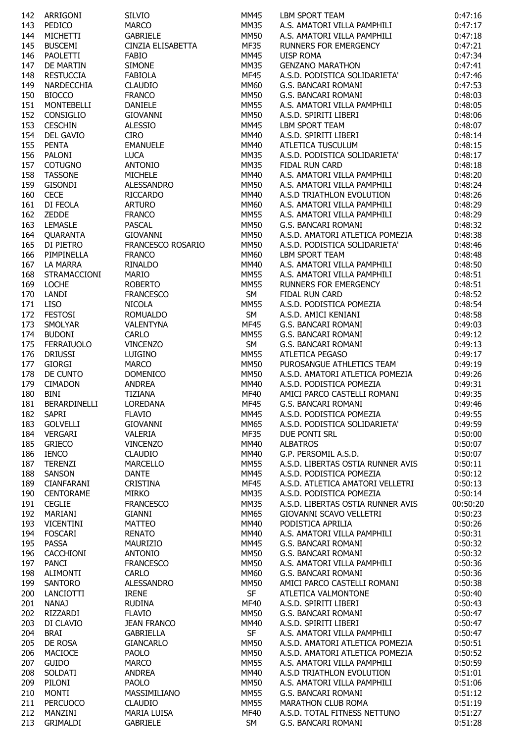| | | | | | |
|---|---|---|---|---|---|
| 142 | ARRIGONI | SILVIO | MM45 | LBM SPORT TEAM | 0:47:16 |
| 143 | PEDICO | MARCO | MM35 | A.S. AMATORI VILLA PAMPHILI | 0:47:17 |
| 144 | MICHETTI | GABRIELE | MM50 | A.S. AMATORI VILLA PAMPHILI | 0:47:18 |
| 145 | BUSCEMI | CINZIA ELISABETTA | MF35 | RUNNERS FOR EMERGENCY | 0:47:21 |
| 146 | PAOLETTI | FABIO | MM45 | UISP ROMA | 0:47:34 |
| 147 | DE MARTIN | SIMONE | MM35 | GENZANO MARATHON | 0:47:41 |
| 148 | RESTUCCIA | FABIOLA | MF45 | A.S.D. PODISTICA SOLIDARIETA' | 0:47:46 |
| 149 | NARDECCHIA | CLAUDIO | MM60 | G.S. BANCARI ROMANI | 0:47:53 |
| 150 | BIOCCO | FRANCO | MM50 | G.S. BANCARI ROMANI | 0:48:03 |
| 151 | MONTEBELLI | DANIELE | MM55 | A.S. AMATORI VILLA PAMPHILI | 0:48:05 |
| 152 | CONSIGLIO | GIOVANNI | MM50 | A.S.D. SPIRITI LIBERI | 0:48:06 |
| 153 | CESCHIN | ALESSIO | MM45 | LBM SPORT TEAM | 0:48:07 |
| 154 | DEL GAVIO | CIRO | MM40 | A.S.D. SPIRITI LIBERI | 0:48:14 |
| 155 | PENTA | EMANUELE | MM40 | ATLETICA TUSCULUM | 0:48:15 |
| 156 | PALONI | LUCA | MM35 | A.S.D. PODISTICA SOLIDARIETA' | 0:48:17 |
| 157 | COTUGNO | ANTONIO | MM35 | FIDAL RUN CARD | 0:48:18 |
| 158 | TASSONE | MICHELE | MM40 | A.S. AMATORI VILLA PAMPHILI | 0:48:20 |
| 159 | GISONDI | ALESSANDRO | MM50 | A.S. AMATORI VILLA PAMPHILI | 0:48:24 |
| 160 | CECE | RICCARDO | MM40 | A.S.D TRIATHLON EVOLUTION | 0:48:26 |
| 161 | DI FEOLA | ARTURO | MM60 | A.S. AMATORI VILLA PAMPHILI | 0:48:29 |
| 162 | ZEDDE | FRANCO | MM55 | A.S. AMATORI VILLA PAMPHILI | 0:48:29 |
| 163 | LEMASLE | PASCAL | MM50 | G.S. BANCARI ROMANI | 0:48:32 |
| 164 | QUARANTA | GIOVANNI | MM50 | A.S.D. AMATORI ATLETICA POMEZIA | 0:48:38 |
| 165 | DI PIETRO | FRANCESCO ROSARIO | MM50 | A.S.D. PODISTICA SOLIDARIETA' | 0:48:46 |
| 166 | PIMPINELLA | FRANCO | MM60 | LBM SPORT TEAM | 0:48:48 |
| 167 | LA MARRA | RINALDO | MM40 | A.S. AMATORI VILLA PAMPHILI | 0:48:50 |
| 168 | STRAMACCIONI | MARIO | MM55 | A.S. AMATORI VILLA PAMPHILI | 0:48:51 |
| 169 | LOCHE | ROBERTO | MM55 | RUNNERS FOR EMERGENCY | 0:48:51 |
| 170 | LANDI | FRANCESCO | SM | FIDAL RUN CARD | 0:48:52 |
| 171 | LISO | NICOLA | MM55 | A.S.D. PODISTICA POMEZIA | 0:48:54 |
| 172 | FESTOSI | ROMUALDO | SM | A.S.D. AMICI KENIANI | 0:48:58 |
| 173 | SMOLYAR | VALENTYNA | MF45 | G.S. BANCARI ROMANI | 0:49:03 |
| 174 | BUDONI | CARLO | MM55 | G.S. BANCARI ROMANI | 0:49:12 |
| 175 | FERRAIUOLO | VINCENZO | SM | G.S. BANCARI ROMANI | 0:49:13 |
| 176 | DRIUSSI | LUIGINO | MM55 | ATLETICA PEGASO | 0:49:17 |
| 177 | GIORGI | MARCO | MM50 | PUROSANGUE ATHLETICS TEAM | 0:49:19 |
| 178 | DE CUNTO | DOMENICO | MM50 | A.S.D. AMATORI ATLETICA POMEZIA | 0:49:26 |
| 179 | CIMADON | ANDREA | MM40 | A.S.D. PODISTICA POMEZIA | 0:49:31 |
| 180 | BINI | TIZIANA | MF40 | AMICI PARCO CASTELLI ROMANI | 0:49:35 |
| 181 | BERARDINELLI | LOREDANA | MF45 | G.S. BANCARI ROMANI | 0:49:46 |
| 182 | SAPRI | FLAVIO | MM45 | A.S.D. PODISTICA POMEZIA | 0:49:55 |
| 183 | GOLVELLI | GIOVANNI | MM65 | A.S.D. PODISTICA SOLIDARIETA' | 0:49:59 |
| 184 | VERGARI | VALERIA | MF35 | DUE PONTI SRL | 0:50:00 |
| 185 | GRIECO | VINCENZO | MM40 | ALBATROS | 0:50:07 |
| 186 | IENCO | CLAUDIO | MM40 | G.P. PERSOMIL A.S.D. | 0:50:07 |
| 187 | TERENZI | MARCELLO | MM55 | A.S.D. LIBERTAS OSTIA RUNNER AVIS | 0:50:11 |
| 188 | SANSON | DANTE | MM45 | A.S.D. PODISTICA POMEZIA | 0:50:12 |
| 189 | CIANFARANI | CRISTINA | MF45 | A.S.D. ATLETICA AMATORI VELLETRI | 0:50:13 |
| 190 | CENTORAME | MIRKO | MM35 | A.S.D. PODISTICA POMEZIA | 0:50:14 |
| 191 | CEGLIE | FRANCESCO | MM35 | A.S.D. LIBERTAS OSTIA RUNNER AVIS | 00:50:20 |
| 192 | MARIANI | GIANNI | MM65 | GIOVANNI SCAVO VELLETRI | 0:50:23 |
| 193 | VICENTINI | MATTEO | MM40 | PODISTICA APRILIA | 0:50:26 |
| 194 | FOSCARI | RENATO | MM40 | A.S. AMATORI VILLA PAMPHILI | 0:50:31 |
| 195 | PASSA | MAURIZIO | MM45 | G.S. BANCARI ROMANI | 0:50:32 |
| 196 | CACCHIONI | ANTONIO | MM50 | G.S. BANCARI ROMANI | 0:50:32 |
| 197 | PANCI | FRANCESCO | MM50 | A.S. AMATORI VILLA PAMPHILI | 0:50:36 |
| 198 | ALIMONTI | CARLO | MM60 | G.S. BANCARI ROMANI | 0:50:36 |
| 199 | SANTORO | ALESSANDRO | MM50 | AMICI PARCO CASTELLI ROMANI | 0:50:38 |
| 200 | LANCIOTTI | IRENE | SF | ATLETICA VALMONTONE | 0:50:40 |
| 201 | NANAJ | RUDINA | MF40 | A.S.D. SPIRITI LIBERI | 0:50:43 |
| 202 | RIZZARDI | FLAVIO | MM50 | G.S. BANCARI ROMANI | 0:50:47 |
| 203 | DI CLAVIO | JEAN FRANCO | MM40 | A.S.D. SPIRITI LIBERI | 0:50:47 |
| 204 | BRAI | GABRIELLA | SF | A.S. AMATORI VILLA PAMPHILI | 0:50:47 |
| 205 | DE ROSA | GIANCARLO | MM50 | A.S.D. AMATORI ATLETICA POMEZIA | 0:50:51 |
| 206 | MACIOCE | PAOLO | MM50 | A.S.D. AMATORI ATLETICA POMEZIA | 0:50:52 |
| 207 | GUIDO | MARCO | MM55 | A.S. AMATORI VILLA PAMPHILI | 0:50:59 |
| 208 | SOLDATI | ANDREA | MM40 | A.S.D TRIATHLON EVOLUTION | 0:51:01 |
| 209 | PILONI | PAOLO | MM50 | A.S. AMATORI VILLA PAMPHILI | 0:51:06 |
| 210 | MONTI | MASSIMILIANO | MM55 | G.S. BANCARI ROMANI | 0:51:12 |
| 211 | PERCUOCO | CLAUDIO | MM55 | MARATHON CLUB ROMA | 0:51:19 |
| 212 | MANZINI | MARIA LUISA | MF40 | A.S.D. TOTAL FITNESS NETTUNO | 0:51:27 |
| 213 | GRIMALDI | GABRIELE | SM | G.S. BANCARI ROMANI | 0:51:28 |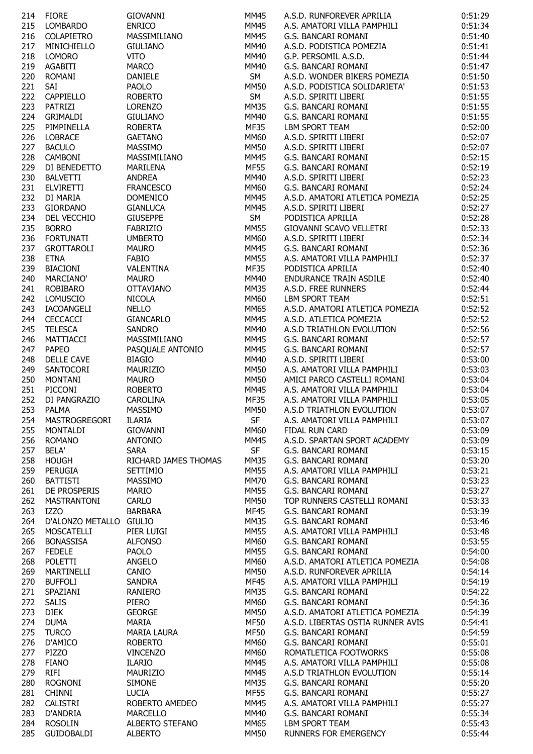| | | | | | |
|---|---|---|---|---|---|
| 214 | FIORE | GIOVANNI | MM45 | A.S.D. RUNFOREVER APRILIA | 0:51:29 |
| 215 | LOMBARDO | ENRICO | MM45 | A.S. AMATORI VILLA PAMPHILI | 0:51:34 |
| 216 | COLAPIETRO | MASSIMILIANO | MM45 | G.S. BANCARI ROMANI | 0:51:40 |
| 217 | MINICHIELLO | GIULIANO | MM40 | A.S.D. PODISTICA POMEZIA | 0:51:41 |
| 218 | LOMORO | VITO | MM40 | G.P. PERSOMIL A.S.D. | 0:51:44 |
| 219 | AGABITI | MARCO | MM40 | G.S. BANCARI ROMANI | 0:51:47 |
| 220 | ROMANI | DANIELE | SM | A.S.D. WONDER BIKERS POMEZIA | 0:51:50 |
| 221 | SAI | PAOLO | MM50 | A.S.D. PODISTICA SOLIDARIETA' | 0:51:53 |
| 222 | CAPPIELLO | ROBERTO | SM | A.S.D. SPIRITI LIBERI | 0:51:55 |
| 223 | PATRIZI | LORENZO | MM35 | G.S. BANCARI ROMANI | 0:51:55 |
| 224 | GRIMALDI | GIULIANO | MM40 | G.S. BANCARI ROMANI | 0:51:55 |
| 225 | PIMPINELLA | ROBERTA | MF35 | LBM SPORT TEAM | 0:52:00 |
| 226 | LOBRACE | GAETANO | MM60 | A.S.D. SPIRITI LIBERI | 0:52:07 |
| 227 | BACULO | MASSIMO | MM50 | A.S.D. SPIRITI LIBERI | 0:52:07 |
| 228 | CAMBONI | MASSIMILIANO | MM45 | G.S. BANCARI ROMANI | 0:52:15 |
| 229 | DI BENEDETTO | MARILENA | MF55 | G.S. BANCARI ROMANI | 0:52:19 |
| 230 | BALVETTI | ANDREA | MM40 | A.S.D. SPIRITI LIBERI | 0:52:23 |
| 231 | ELVIRETTI | FRANCESCO | MM60 | G.S. BANCARI ROMANI | 0:52:24 |
| 232 | DI MARIA | DOMENICO | MM45 | A.S.D. AMATORI ATLETICA POMEZIA | 0:52:25 |
| 233 | GIORDANO | GIANLUCA | MM45 | A.S.D. SPIRITI LIBERI | 0:52:27 |
| 234 | DEL VECCHIO | GIUSEPPE | SM | PODISTICA APRILIA | 0:52:28 |
| 235 | BORRO | FABRIZIO | MM55 | GIOVANNI SCAVO VELLETRI | 0:52:33 |
| 236 | FORTUNATI | UMBERTO | MM60 | A.S.D. SPIRITI LIBERI | 0:52:34 |
| 237 | GROTTAROLI | MAURO | MM45 | G.S. BANCARI ROMANI | 0:52:36 |
| 238 | ETNA | FABIO | MM55 | A.S. AMATORI VILLA PAMPHILI | 0:52:37 |
| 239 | BIACIONI | VALENTINA | MF35 | PODISTICA APRILIA | 0:52:40 |
| 240 | MARCIANO' | MAURO | MM40 | ENDURANCE TRAIN ASDILE | 0:52:40 |
| 241 | ROBIBARO | OTTAVIANO | MM35 | A.S.D. FREE RUNNERS | 0:52:44 |
| 242 | LOMUSCIO | NICOLA | MM60 | LBM SPORT TEAM | 0:52:51 |
| 243 | IACOANGELI | NELLO | MM65 | A.S.D. AMATORI ATLETICA POMEZIA | 0:52:52 |
| 244 | CECCACCI | GIANCARLO | MM45 | A.S.D. ATLETICA POMEZIA | 0:52:52 |
| 245 | TELESCA | SANDRO | MM40 | A.S.D TRIATHLON EVOLUTION | 0:52:56 |
| 246 | MATTIACCI | MASSIMILIANO | MM45 | G.S. BANCARI ROMANI | 0:52:57 |
| 247 | PAPEO | PASQUALE ANTONIO | MM45 | G.S. BANCARI ROMANI | 0:52:57 |
| 248 | DELLE CAVE | BIAGIO | MM40 | A.S.D. SPIRITI LIBERI | 0:53:00 |
| 249 | SANTOCORI | MAURIZIO | MM50 | A.S. AMATORI VILLA PAMPHILI | 0:53:03 |
| 250 | MONTANI | MAURO | MM50 | AMICI PARCO CASTELLI ROMANI | 0:53:04 |
| 251 | PICCONI | ROBERTO | MM45 | A.S. AMATORI VILLA PAMPHILI | 0:53:04 |
| 252 | DI PANGRAZIO | CAROLINA | MF35 | A.S. AMATORI VILLA PAMPHILI | 0:53:05 |
| 253 | PALMA | MASSIMO | MM50 | A.S.D TRIATHLON EVOLUTION | 0:53:07 |
| 254 | MASTROGREGORI | ILARIA | SF | A.S. AMATORI VILLA PAMPHILI | 0:53:07 |
| 255 | MONTALDI | GIOVANNI | MM60 | FIDAL RUN CARD | 0:53:09 |
| 256 | ROMANO | ANTONIO | MM45 | A.S.D. SPARTAN SPORT ACADEMY | 0:53:09 |
| 257 | BELA' | SARA | SF | G.S. BANCARI ROMANI | 0:53:15 |
| 258 | HOUGH | RICHARD JAMES THOMAS | MM35 | G.S. BANCARI ROMANI | 0:53:20 |
| 259 | PERUGIA | SETTIMIO | MM55 | A.S. AMATORI VILLA PAMPHILI | 0:53:21 |
| 260 | BATTISTI | MASSIMO | MM70 | G.S. BANCARI ROMANI | 0:53:23 |
| 261 | DE PROSPERIS | MARIO | MM55 | G.S. BANCARI ROMANI | 0:53:27 |
| 262 | MASTRANTONI | CARLO | MM50 | TOP RUNNERS CASTELLI ROMANI | 0:53:33 |
| 263 | IZZO | BARBARA | MF45 | G.S. BANCARI ROMANI | 0:53:39 |
| 264 | D'ALONZO METALLO | GIULIO | MM35 | G.S. BANCARI ROMANI | 0:53:46 |
| 265 | MOSCATELLI | PIER LUIGI | MM55 | A.S. AMATORI VILLA PAMPHILI | 0:53:48 |
| 266 | BONASSISA | ALFONSO | MM60 | G.S. BANCARI ROMANI | 0:53:55 |
| 267 | FEDELE | PAOLO | MM55 | G.S. BANCARI ROMANI | 0:54:00 |
| 268 | POLETTI | ANGELO | MM60 | A.S.D. AMATORI ATLETICA POMEZIA | 0:54:08 |
| 269 | MARTINELLI | CANIO | MM50 | A.S.D. RUNFOREVER APRILIA | 0:54:14 |
| 270 | BUFFOLI | SANDRA | MF45 | A.S. AMATORI VILLA PAMPHILI | 0:54:19 |
| 271 | SPAZIANI | RANIERO | MM35 | G.S. BANCARI ROMANI | 0:54:22 |
| 272 | SALIS | PIERO | MM60 | G.S. BANCARI ROMANI | 0:54:36 |
| 273 | DIEK | GEORGE | MM50 | A.S.D. AMATORI ATLETICA POMEZIA | 0:54:39 |
| 274 | DUMA | MARIA | MF50 | A.S.D. LIBERTAS OSTIA RUNNER AVIS | 0:54:41 |
| 275 | TURCO | MARIA LAURA | MF50 | G.S. BANCARI ROMANI | 0:54:59 |
| 276 | D'AMICO | ROBERTO | MM60 | G.S. BANCARI ROMANI | 0:55:01 |
| 277 | PIZZO | VINCENZO | MM60 | ROMATLETICA FOOTWORKS | 0:55:08 |
| 278 | FIANO | ILARIO | MM45 | A.S. AMATORI VILLA PAMPHILI | 0:55:08 |
| 279 | RIFI | MAURIZIO | MM45 | A.S.D TRIATHLON EVOLUTION | 0:55:14 |
| 280 | ROGNONI | SIMONE | MM35 | G.S. BANCARI ROMANI | 0:55:20 |
| 281 | CHINNI | LUCIA | MF55 | G.S. BANCARI ROMANI | 0:55:27 |
| 282 | CALISTRI | ROBERTO AMEDEO | MM45 | A.S. AMATORI VILLA PAMPHILI | 0:55:27 |
| 283 | D'ANDRIA | MARCELLO | MM40 | G.S. BANCARI ROMANI | 0:55:34 |
| 284 | ROSOLIN | ALBERTO STEFANO | MM65 | LBM SPORT TEAM | 0:55:43 |
| 285 | GUIDOBALDI | ALBERTO | MM50 | RUNNERS FOR EMERGENCY | 0:55:44 |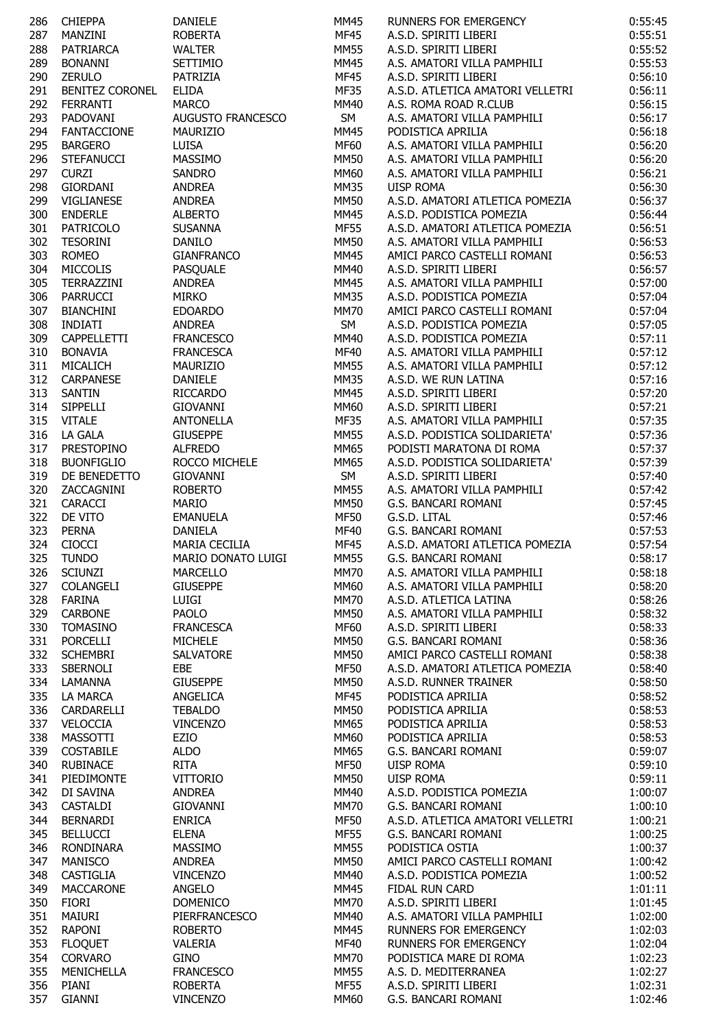| | | | | | |
|---|---|---|---|---|---|
| 286 | CHIEPPA | DANIELE | MM45 | RUNNERS FOR EMERGENCY | 0:55:45 |
| 287 | MANZINI | ROBERTA | MF45 | A.S.D. SPIRITI LIBERI | 0:55:51 |
| 288 | PATRIARCA | WALTER | MM55 | A.S.D. SPIRITI LIBERI | 0:55:52 |
| 289 | BONANNI | SETTIMIO | MM45 | A.S. AMATORI VILLA PAMPHILI | 0:55:53 |
| 290 | ZERULO | PATRIZIA | MF45 | A.S.D. SPIRITI LIBERI | 0:56:10 |
| 291 | BENITEZ CORONEL | ELIDA | MF35 | A.S.D. ATLETICA AMATORI VELLETRI | 0:56:11 |
| 292 | FERRANTI | MARCO | MM40 | A.S. ROMA ROAD R.CLUB | 0:56:15 |
| 293 | PADOVANI | AUGUSTO FRANCESCO | SM | A.S. AMATORI VILLA PAMPHILI | 0:56:17 |
| 294 | FANTACCIONE | MAURIZIO | MM45 | PODISTICA APRILIA | 0:56:18 |
| 295 | BARGERO | LUISA | MF60 | A.S. AMATORI VILLA PAMPHILI | 0:56:20 |
| 296 | STEFANUCCI | MASSIMO | MM50 | A.S. AMATORI VILLA PAMPHILI | 0:56:20 |
| 297 | CURZI | SANDRO | MM60 | A.S. AMATORI VILLA PAMPHILI | 0:56:21 |
| 298 | GIORDANI | ANDREA | MM35 | UISP ROMA | 0:56:30 |
| 299 | VIGLIANESE | ANDREA | MM50 | A.S.D. AMATORI ATLETICA POMEZIA | 0:56:37 |
| 300 | ENDERLE | ALBERTO | MM45 | A.S.D. PODISTICA POMEZIA | 0:56:44 |
| 301 | PATRICOLO | SUSANNA | MF55 | A.S.D. AMATORI ATLETICA POMEZIA | 0:56:51 |
| 302 | TESORINI | DANILO | MM50 | A.S. AMATORI VILLA PAMPHILI | 0:56:53 |
| 303 | ROMEO | GIANFRANCO | MM45 | AMICI PARCO CASTELLI ROMANI | 0:56:53 |
| 304 | MICCOLIS | PASQUALE | MM40 | A.S.D. SPIRITI LIBERI | 0:56:57 |
| 305 | TERRAZZINI | ANDREA | MM45 | A.S. AMATORI VILLA PAMPHILI | 0:57:00 |
| 306 | PARRUCCI | MIRKO | MM35 | A.S.D. PODISTICA POMEZIA | 0:57:04 |
| 307 | BIANCHINI | EDOARDO | MM70 | AMICI PARCO CASTELLI ROMANI | 0:57:04 |
| 308 | INDIATI | ANDREA | SM | A.S.D. PODISTICA POMEZIA | 0:57:05 |
| 309 | CAPPELLETTI | FRANCESCO | MM40 | A.S.D. PODISTICA POMEZIA | 0:57:11 |
| 310 | BONAVIA | FRANCESCA | MF40 | A.S. AMATORI VILLA PAMPHILI | 0:57:12 |
| 311 | MICALICH | MAURIZIO | MM55 | A.S. AMATORI VILLA PAMPHILI | 0:57:12 |
| 312 | CARPANESE | DANIELE | MM35 | A.S.D. WE RUN LATINA | 0:57:16 |
| 313 | SANTIN | RICCARDO | MM45 | A.S.D. SPIRITI LIBERI | 0:57:20 |
| 314 | SIPPELLI | GIOVANNI | MM60 | A.S.D. SPIRITI LIBERI | 0:57:21 |
| 315 | VITALE | ANTONELLA | MF35 | A.S. AMATORI VILLA PAMPHILI | 0:57:35 |
| 316 | LA GALA | GIUSEPPE | MM55 | A.S.D. PODISTICA SOLIDARIETA' | 0:57:36 |
| 317 | PRESTOPINO | ALFREDO | MM65 | PODISTI MARATONA DI ROMA | 0:57:37 |
| 318 | BUONFIGLIO | ROCCO MICHELE | MM65 | A.S.D. PODISTICA SOLIDARIETA' | 0:57:39 |
| 319 | DE BENEDETTO | GIOVANNI | SM | A.S.D. SPIRITI LIBERI | 0:57:40 |
| 320 | ZACCAGNINI | ROBERTO | MM55 | A.S. AMATORI VILLA PAMPHILI | 0:57:42 |
| 321 | CARACCI | MARIO | MM50 | G.S. BANCARI ROMANI | 0:57:45 |
| 322 | DE VITO | EMANUELA | MF50 | G.S.D. LITAL | 0:57:46 |
| 323 | PERNA | DANIELA | MF40 | G.S. BANCARI ROMANI | 0:57:53 |
| 324 | CIOCCI | MARIA CECILIA | MF45 | A.S.D. AMATORI ATLETICA POMEZIA | 0:57:54 |
| 325 | TUNDO | MARIO DONATO LUIGI | MM55 | G.S. BANCARI ROMANI | 0:58:17 |
| 326 | SCIUNZI | MARCELLO | MM70 | A.S. AMATORI VILLA PAMPHILI | 0:58:18 |
| 327 | COLANGELI | GIUSEPPE | MM60 | A.S. AMATORI VILLA PAMPHILI | 0:58:20 |
| 328 | FARINA | LUIGI | MM70 | A.S.D. ATLETICA LATINA | 0:58:26 |
| 329 | CARBONE | PAOLO | MM50 | A.S. AMATORI VILLA PAMPHILI | 0:58:32 |
| 330 | TOMASINO | FRANCESCA | MF60 | A.S.D. SPIRITI LIBERI | 0:58:33 |
| 331 | PORCELLI | MICHELE | MM50 | G.S. BANCARI ROMANI | 0:58:36 |
| 332 | SCHEMBRI | SALVATORE | MM50 | AMICI PARCO CASTELLI ROMANI | 0:58:38 |
| 333 | SBERNOLI | EBE | MF50 | A.S.D. AMATORI ATLETICA POMEZIA | 0:58:40 |
| 334 | LAMANNA | GIUSEPPE | MM50 | A.S.D. RUNNER TRAINER | 0:58:50 |
| 335 | LA MARCA | ANGELICA | MF45 | PODISTICA APRILIA | 0:58:52 |
| 336 | CARDARELLI | TEBALDO | MM50 | PODISTICA APRILIA | 0:58:53 |
| 337 | VELOCCIA | VINCENZO | MM65 | PODISTICA APRILIA | 0:58:53 |
| 338 | MASSOTTI | EZIO | MM60 | PODISTICA APRILIA | 0:58:53 |
| 339 | COSTABILE | ALDO | MM65 | G.S. BANCARI ROMANI | 0:59:07 |
| 340 | RUBINACE | RITA | MF50 | UISP ROMA | 0:59:10 |
| 341 | PIEDIMONTE | VITTORIO | MM50 | UISP ROMA | 0:59:11 |
| 342 | DI SAVINA | ANDREA | MM40 | A.S.D. PODISTICA POMEZIA | 1:00:07 |
| 343 | CASTALDI | GIOVANNI | MM70 | G.S. BANCARI ROMANI | 1:00:10 |
| 344 | BERNARDI | ENRICA | MF50 | A.S.D. ATLETICA AMATORI VELLETRI | 1:00:21 |
| 345 | BELLUCCI | ELENA | MF55 | G.S. BANCARI ROMANI | 1:00:25 |
| 346 | RONDINARA | MASSIMO | MM55 | PODISTICA OSTIA | 1:00:37 |
| 347 | MANISCO | ANDREA | MM50 | AMICI PARCO CASTELLI ROMANI | 1:00:42 |
| 348 | CASTIGLIA | VINCENZO | MM40 | A.S.D. PODISTICA POMEZIA | 1:00:52 |
| 349 | MACCARONE | ANGELO | MM45 | FIDAL RUN CARD | 1:01:11 |
| 350 | FIORI | DOMENICO | MM70 | A.S.D. SPIRITI LIBERI | 1:01:45 |
| 351 | MAIURI | PIERFRANCESCO | MM40 | A.S. AMATORI VILLA PAMPHILI | 1:02:00 |
| 352 | RAPONI | ROBERTO | MM45 | RUNNERS FOR EMERGENCY | 1:02:03 |
| 353 | FLOQUET | VALERIA | MF40 | RUNNERS FOR EMERGENCY | 1:02:04 |
| 354 | CORVARO | GINO | MM70 | PODISTICA MARE DI ROMA | 1:02:23 |
| 355 | MENICHELLA | FRANCESCO | MM55 | A.S. D. MEDITERRANEA | 1:02:27 |
| 356 | PIANI | ROBERTA | MF55 | A.S.D. SPIRITI LIBERI | 1:02:31 |
| 357 | GIANNI | VINCENZO | MM60 | G.S. BANCARI ROMANI | 1:02:46 |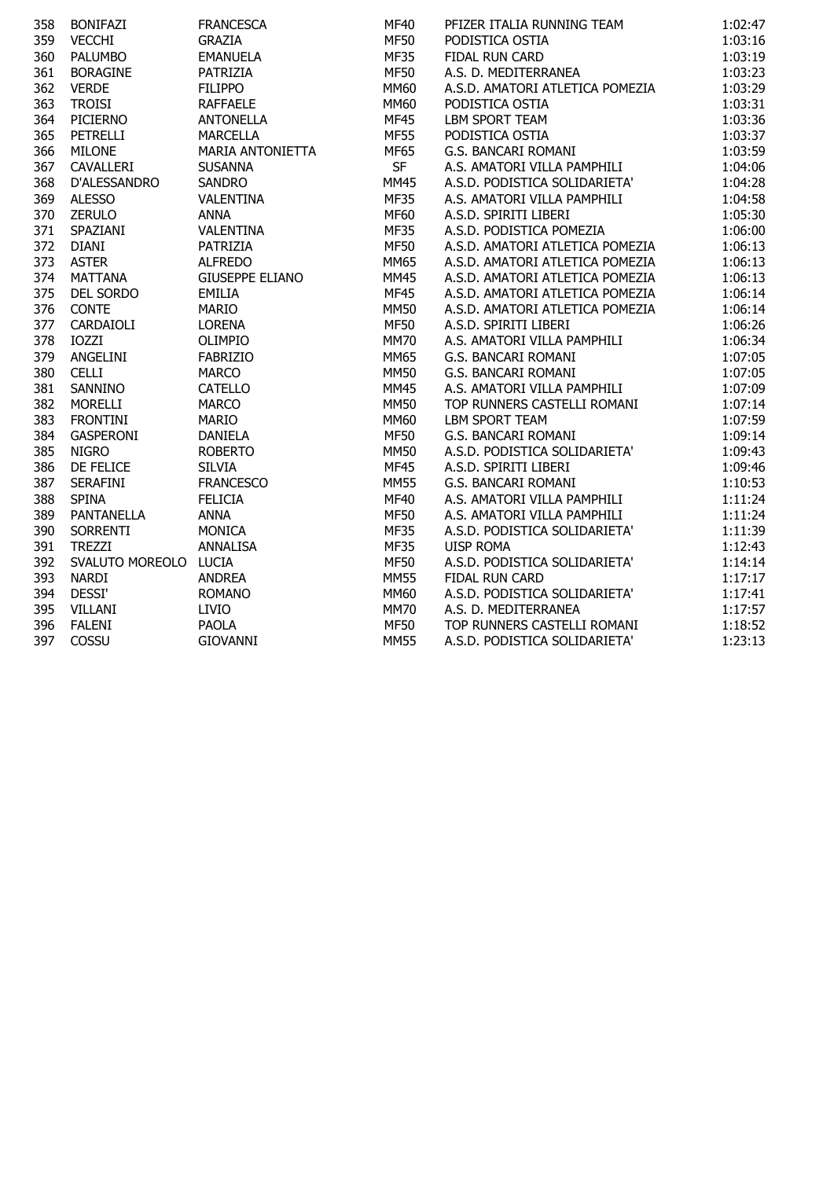| | | | | | |
|---|---|---|---|---|---|
| 358 | BONIFAZI | FRANCESCA | MF40 | PFIZER ITALIA RUNNING TEAM | 1:02:47 |
| 359 | VECCHI | GRAZIA | MF50 | PODISTICA OSTIA | 1:03:16 |
| 360 | PALUMBO | EMANUELA | MF35 | FIDAL RUN CARD | 1:03:19 |
| 361 | BORAGINE | PATRIZIA | MF50 | A.S. D. MEDITERRANEA | 1:03:23 |
| 362 | VERDE | FILIPPO | MM60 | A.S.D. AMATORI ATLETICA POMEZIA | 1:03:29 |
| 363 | TROISI | RAFFAELE | MM60 | PODISTICA OSTIA | 1:03:31 |
| 364 | PICIERNO | ANTONELLA | MF45 | LBM SPORT TEAM | 1:03:36 |
| 365 | PETRELLI | MARCELLA | MF55 | PODISTICA OSTIA | 1:03:37 |
| 366 | MILONE | MARIA ANTONIETTA | MF65 | G.S. BANCARI ROMANI | 1:03:59 |
| 367 | CAVALLERI | SUSANNA | SF | A.S. AMATORI VILLA PAMPHILI | 1:04:06 |
| 368 | D'ALESSANDRO | SANDRO | MM45 | A.S.D. PODISTICA SOLIDARIETA' | 1:04:28 |
| 369 | ALESSO | VALENTINA | MF35 | A.S. AMATORI VILLA PAMPHILI | 1:04:58 |
| 370 | ZERULO | ANNA | MF60 | A.S.D. SPIRITI LIBERI | 1:05:30 |
| 371 | SPAZIANI | VALENTINA | MF35 | A.S.D. PODISTICA POMEZIA | 1:06:00 |
| 372 | DIANI | PATRIZIA | MF50 | A.S.D. AMATORI ATLETICA POMEZIA | 1:06:13 |
| 373 | ASTER | ALFREDO | MM65 | A.S.D. AMATORI ATLETICA POMEZIA | 1:06:13 |
| 374 | MATTANA | GIUSEPPE ELIANO | MM45 | A.S.D. AMATORI ATLETICA POMEZIA | 1:06:13 |
| 375 | DEL SORDO | EMILIA | MF45 | A.S.D. AMATORI ATLETICA POMEZIA | 1:06:14 |
| 376 | CONTE | MARIO | MM50 | A.S.D. AMATORI ATLETICA POMEZIA | 1:06:14 |
| 377 | CARDAIOLI | LORENA | MF50 | A.S.D. SPIRITI LIBERI | 1:06:26 |
| 378 | IOZZI | OLIMPIO | MM70 | A.S. AMATORI VILLA PAMPHILI | 1:06:34 |
| 379 | ANGELINI | FABRIZIO | MM65 | G.S. BANCARI ROMANI | 1:07:05 |
| 380 | CELLI | MARCO | MM50 | G.S. BANCARI ROMANI | 1:07:05 |
| 381 | SANNINO | CATELLO | MM45 | A.S. AMATORI VILLA PAMPHILI | 1:07:09 |
| 382 | MORELLI | MARCO | MM50 | TOP RUNNERS CASTELLI ROMANI | 1:07:14 |
| 383 | FRONTINI | MARIO | MM60 | LBM SPORT TEAM | 1:07:59 |
| 384 | GASPERONI | DANIELA | MF50 | G.S. BANCARI ROMANI | 1:09:14 |
| 385 | NIGRO | ROBERTO | MM50 | A.S.D. PODISTICA SOLIDARIETA' | 1:09:43 |
| 386 | DE FELICE | SILVIA | MF45 | A.S.D. SPIRITI LIBERI | 1:09:46 |
| 387 | SERAFINI | FRANCESCO | MM55 | G.S. BANCARI ROMANI | 1:10:53 |
| 388 | SPINA | FELICIA | MF40 | A.S. AMATORI VILLA PAMPHILI | 1:11:24 |
| 389 | PANTANELLA | ANNA | MF50 | A.S. AMATORI VILLA PAMPHILI | 1:11:24 |
| 390 | SORRENTI | MONICA | MF35 | A.S.D. PODISTICA SOLIDARIETA' | 1:11:39 |
| 391 | TREZZI | ANNALISA | MF35 | UISP ROMA | 1:12:43 |
| 392 | SVALUTO MOREOLO | LUCIA | MF50 | A.S.D. PODISTICA SOLIDARIETA' | 1:14:14 |
| 393 | NARDI | ANDREA | MM55 | FIDAL RUN CARD | 1:17:17 |
| 394 | DESSI' | ROMANO | MM60 | A.S.D. PODISTICA SOLIDARIETA' | 1:17:41 |
| 395 | VILLANI | LIVIO | MM70 | A.S. D. MEDITERRANEA | 1:17:57 |
| 396 | FALENI | PAOLA | MF50 | TOP RUNNERS CASTELLI ROMANI | 1:18:52 |
| 397 | COSSU | GIOVANNI | MM55 | A.S.D. PODISTICA SOLIDARIETA' | 1:23:13 |